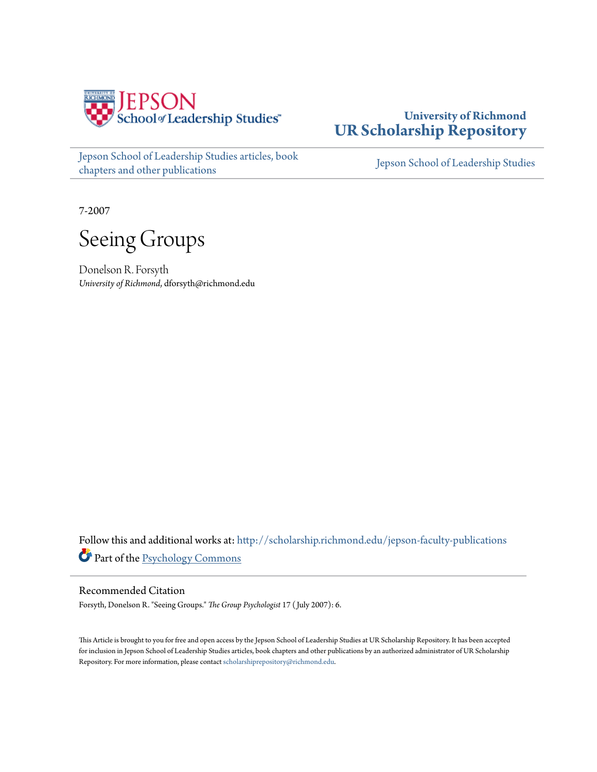Jepson School of Leadership Studies

University of Richmond
**UR Scholarship Repository**

Jepson School of Leadership Studies articles, book chapters and other publications

Jepson School of Leadership Studies

7-2007

# Seeing Groups

Donelson R. Forsyth
*University of Richmond*, dforsyth@richmond.edu

Follow this and additional works at: http://scholarship.richmond.edu/jepson-faculty-publications
Part of the Psychology Commons

## Recommended Citation

Forsyth, Donelson R. "Seeing Groups." *The Group Psychologist* 17 (July 2007): 6.

This Article is brought to you for free and open access by the Jepson School of Leadership Studies at UR Scholarship Repository. It has been accepted for inclusion in Jepson School of Leadership Studies articles, book chapters and other publications by an authorized administrator of UR Scholarship Repository. For more information, please contact scholarshiprepository@richmond.edu.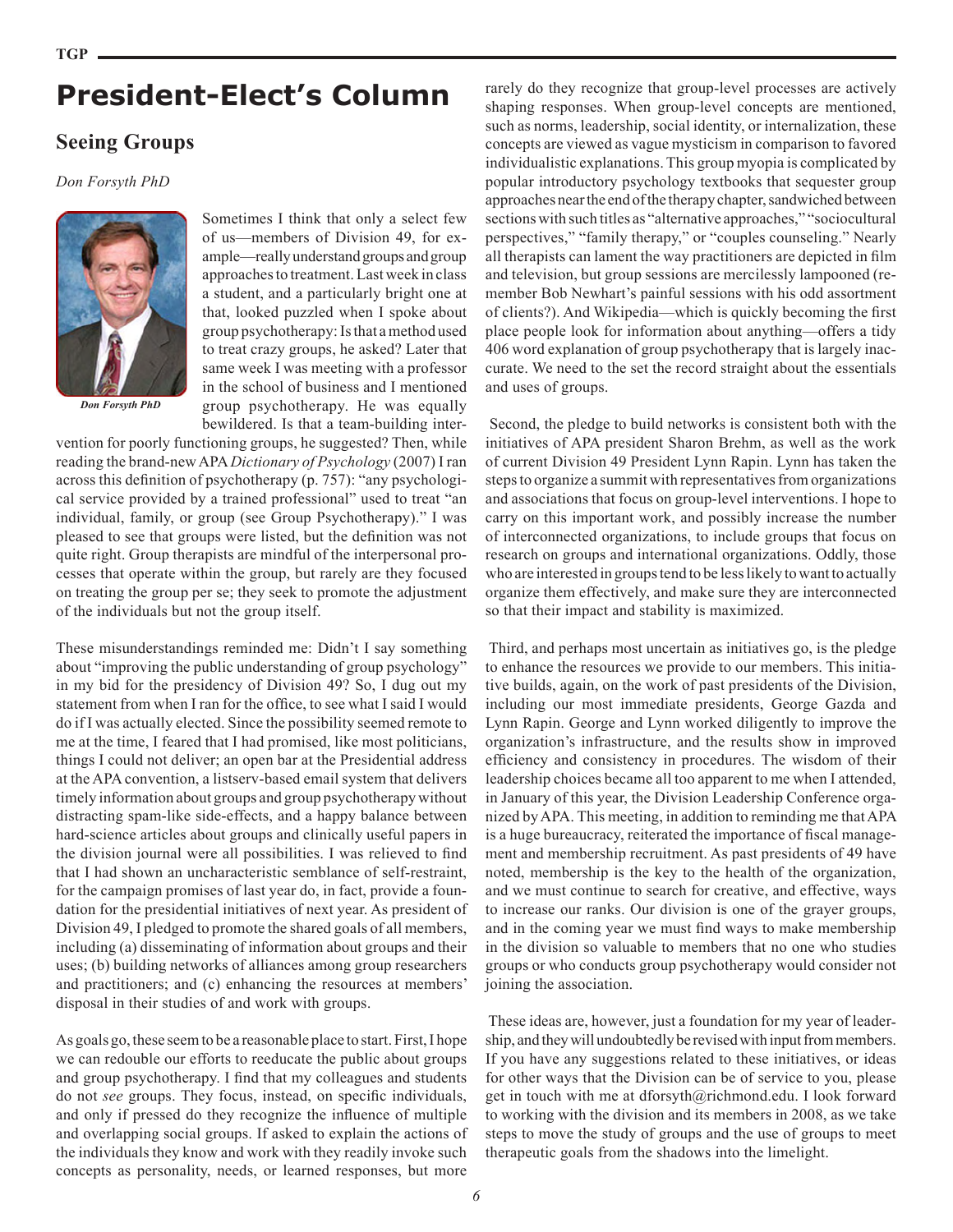# President-Elect's Column

## Seeing Groups

*Don Forsyth PhD*

*Don Forsyth PhD*

Sometimes I think that only a select few of us—members of Division 49, for example—really understand groups and group approaches to treatment. Last week in class a student, and a particularly bright one at that, looked puzzled when I spoke about group psychotherapy: Is that a method used to treat crazy groups, he asked? Later that same week I was meeting with a professor in the school of business and I mentioned group psychotherapy. He was equally bewildered. Is that a team-building intervention for poorly functioning groups, he suggested? Then, while reading the brand-new APA *Dictionary of Psychology* (2007) I ran across this definition of psychotherapy (p. 757): "any psychological service provided by a trained professional" used to treat "an individual, family, or group (see Group Psychotherapy)." I was pleased to see that groups were listed, but the definition was not quite right. Group therapists are mindful of the interpersonal processes that operate within the group, but rarely are they focused on treating the group per se; they seek to promote the adjustment of the individuals but not the group itself.

These misunderstandings reminded me: Didn't I say something about "improving the public understanding of group psychology" in my bid for the presidency of Division 49? So, I dug out my statement from when I ran for the office, to see what I said I would do if I was actually elected. Since the possibility seemed remote to me at the time, I feared that I had promised, like most politicians, things I could not deliver; an open bar at the Presidential address at the APA convention, a listserv-based email system that delivers timely information about groups and group psychotherapy without distracting spam-like side-effects, and a happy balance between hard-science articles about groups and clinically useful papers in the division journal were all possibilities. I was relieved to find that I had shown an uncharacteristic semblance of self-restraint, for the campaign promises of last year do, in fact, provide a foundation for the presidential initiatives of next year. As president of Division 49, I pledged to promote the shared goals of all members, including (a) disseminating of information about groups and their uses; (b) building networks of alliances among group researchers and practitioners; and (c) enhancing the resources at members' disposal in their studies of and work with groups.

As goals go, these seem to be a reasonable place to start. First, I hope we can redouble our efforts to reeducate the public about groups and group psychotherapy. I find that my colleagues and students do not *see* groups. They focus, instead, on specific individuals, and only if pressed do they recognize the influence of multiple and overlapping social groups. If asked to explain the actions of the individuals they know and work with they readily invoke such concepts as personality, needs, or learned responses, but more rarely do they recognize that group-level processes are actively shaping responses. When group-level concepts are mentioned, such as norms, leadership, social identity, or internalization, these concepts are viewed as vague mysticism in comparison to favored individualistic explanations. This group myopia is complicated by popular introductory psychology textbooks that sequester group approaches near the end of the therapy chapter, sandwiched between sections with such titles as "alternative approaches," "sociocultural perspectives," "family therapy," or "couples counseling." Nearly all therapists can lament the way practitioners are depicted in film and television, but group sessions are mercilessly lampooned (remember Bob Newhart's painful sessions with his odd assortment of clients?). And Wikipedia—which is quickly becoming the first place people look for information about anything—offers a tidy 406 word explanation of group psychotherapy that is largely inaccurate. We need to the set the record straight about the essentials and uses of groups.

Second, the pledge to build networks is consistent both with the initiatives of APA president Sharon Brehm, as well as the work of current Division 49 President Lynn Rapin. Lynn has taken the steps to organize a summit with representatives from organizations and associations that focus on group-level interventions. I hope to carry on this important work, and possibly increase the number of interconnected organizations, to include groups that focus on research on groups and international organizations. Oddly, those who are interested in groups tend to be less likely to want to actually organize them effectively, and make sure they are interconnected so that their impact and stability is maximized.

Third, and perhaps most uncertain as initiatives go, is the pledge to enhance the resources we provide to our members. This initiative builds, again, on the work of past presidents of the Division, including our most immediate presidents, George Gazda and Lynn Rapin. George and Lynn worked diligently to improve the organization's infrastructure, and the results show in improved efficiency and consistency in procedures. The wisdom of their leadership choices became all too apparent to me when I attended, in January of this year, the Division Leadership Conference organized by APA. This meeting, in addition to reminding me that APA is a huge bureaucracy, reiterated the importance of fiscal management and membership recruitment. As past presidents of 49 have noted, membership is the key to the health of the organization, and we must continue to search for creative, and effective, ways to increase our ranks. Our division is one of the grayer groups, and in the coming year we must find ways to make membership in the division so valuable to members that no one who studies groups or who conducts group psychotherapy would consider not joining the association.

These ideas are, however, just a foundation for my year of leadership, and they will undoubtedly be revised with input from members. If you have any suggestions related to these initiatives, or ideas for other ways that the Division can be of service to you, please get in touch with me at dforsyth@richmond.edu. I look forward to working with the division and its members in 2008, as we take steps to move the study of groups and the use of groups to meet therapeutic goals from the shadows into the limelight.